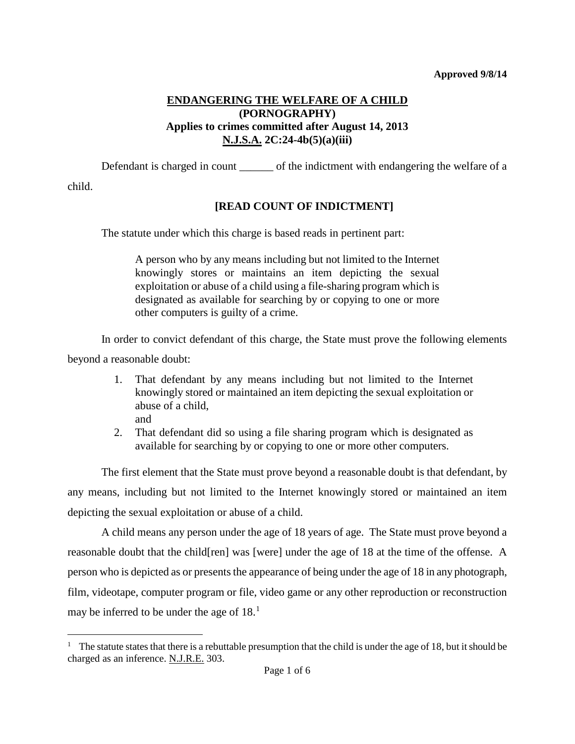**Approved 9/8/14**

# ENDANGERING THE WELFARE OF A CHILD
## (PORNOGRAPHY)
## Applies to crimes committed after August 14, 2013
## N.J.S.A. 2C:24-4b(5)(a)(iii)

Defendant is charged in count ______ of the indictment with endangering the welfare of a child.

**[READ COUNT OF INDICTMENT]**

The statute under which this charge is based reads in pertinent part:

> A person who by any means including but not limited to the Internet knowingly stores or maintains an item depicting the sexual exploitation or abuse of a child using a file-sharing program which is designated as available for searching by or copying to one or more other computers is guilty of a crime.

In order to convict defendant of this charge, the State must prove the following elements beyond a reasonable doubt:

1. That defendant by any means including but not limited to the Internet knowingly stored or maintained an item depicting the sexual exploitation or abuse of a child,
   and
2. That defendant did so using a file sharing program which is designated as available for searching by or copying to one or more other computers.

The first element that the State must prove beyond a reasonable doubt is that defendant, by any means, including but not limited to the Internet knowingly stored or maintained an item depicting the sexual exploitation or abuse of a child.

A child means any person under the age of 18 years of age. The State must prove beyond a reasonable doubt that the child[ren] was [were] under the age of 18 at the time of the offense. A person who is depicted as or presents the appearance of being under the age of 18 in any photograph, film, videotape, computer program or file, video game or any other reproduction or reconstruction may be inferred to be under the age of 18.[1]

---

[1] The statute states that there is a rebuttable presumption that the child is under the age of 18, but it should be charged as an inference. N.J.R.E. 303.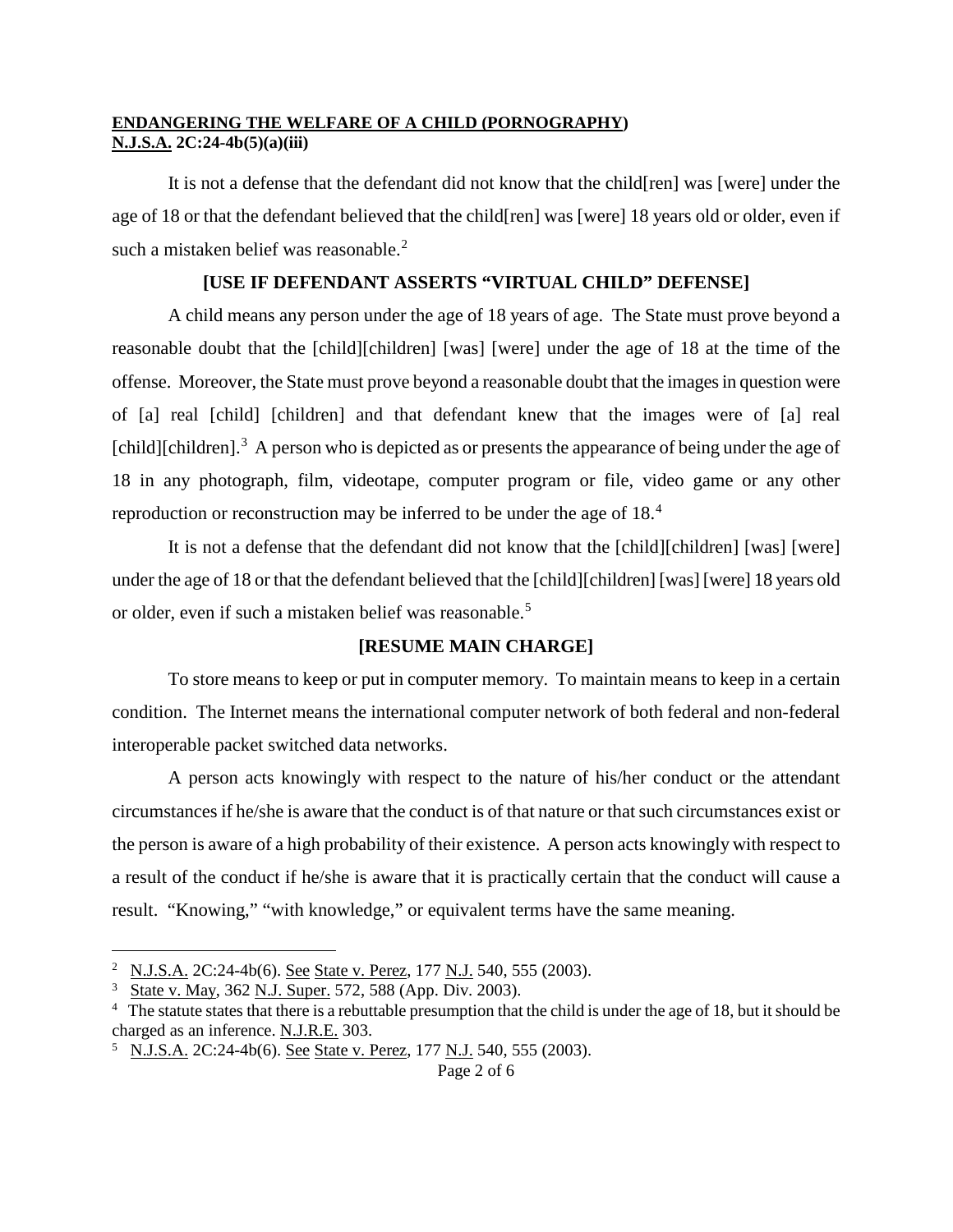**ENDANGERING THE WELFARE OF A CHILD (PORNOGRAPHY)**
**N.J.S.A. 2C:24-4b(5)(a)(iii)**

It is not a defense that the defendant did not know that the child[ren] was [were] under the age of 18 or that the defendant believed that the child[ren] was [were] 18 years old or older, even if such a mistaken belief was reasonable.[2]

**[USE IF DEFENDANT ASSERTS "VIRTUAL CHILD" DEFENSE]**

A child means any person under the age of 18 years of age. The State must prove beyond a reasonable doubt that the [child][children] [was] [were] under the age of 18 at the time of the offense. Moreover, the State must prove beyond a reasonable doubt that the images in question were of [a] real [child] [children] and that defendant knew that the images were of [a] real [child][children].[3] A person who is depicted as or presents the appearance of being under the age of 18 in any photograph, film, videotape, computer program or file, video game or any other reproduction or reconstruction may be inferred to be under the age of 18.[4]

It is not a defense that the defendant did not know that the [child][children] [was] [were] under the age of 18 or that the defendant believed that the [child][children] [was] [were] 18 years old or older, even if such a mistaken belief was reasonable.[5]

**[RESUME MAIN CHARGE]**

To store means to keep or put in computer memory. To maintain means to keep in a certain condition. The Internet means the international computer network of both federal and non-federal interoperable packet switched data networks.

A person acts knowingly with respect to the nature of his/her conduct or the attendant circumstances if he/she is aware that the conduct is of that nature or that such circumstances exist or the person is aware of a high probability of their existence. A person acts knowingly with respect to a result of the conduct if he/she is aware that it is practically certain that the conduct will cause a result. "Knowing," "with knowledge," or equivalent terms have the same meaning.

---

[2] N.J.S.A. 2C:24-4b(6). See State v. Perez, 177 N.J. 540, 555 (2003).

[3] State v. May, 362 N.J. Super. 572, 588 (App. Div. 2003).

[4] The statute states that there is a rebuttable presumption that the child is under the age of 18, but it should be charged as an inference. N.J.R.E. 303.

[5] N.J.S.A. 2C:24-4b(6). See State v. Perez, 177 N.J. 540, 555 (2003).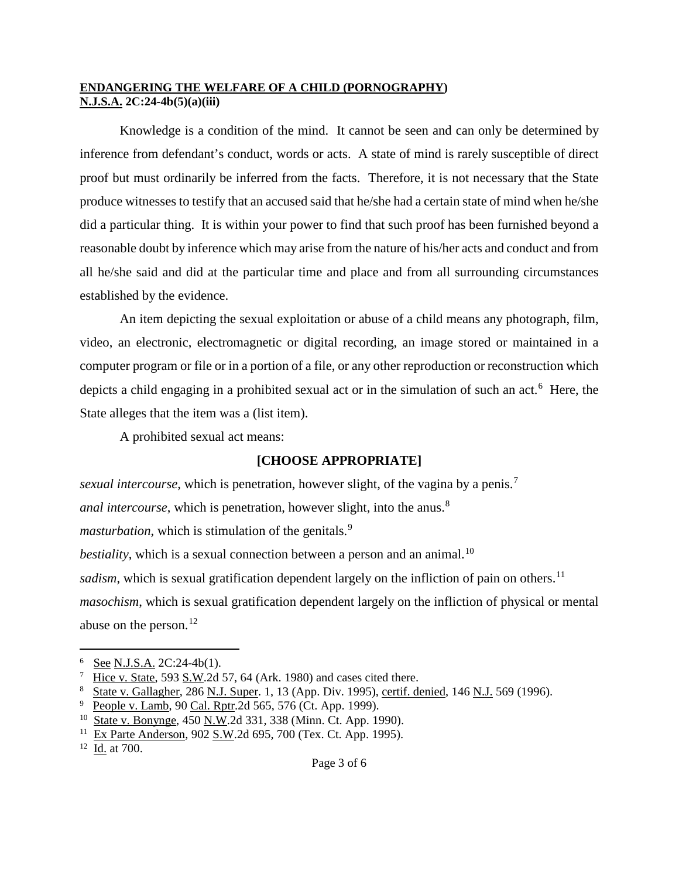**ENDANGERING THE WELFARE OF A CHILD (PORNOGRAPHY)**
**N.J.S.A. 2C:24-4b(5)(a)(iii)**

Knowledge is a condition of the mind. It cannot be seen and can only be determined by inference from defendant's conduct, words or acts. A state of mind is rarely susceptible of direct proof but must ordinarily be inferred from the facts. Therefore, it is not necessary that the State produce witnesses to testify that an accused said that he/she had a certain state of mind when he/she did a particular thing. It is within your power to find that such proof has been furnished beyond a reasonable doubt by inference which may arise from the nature of his/her acts and conduct and from all he/she said and did at the particular time and place and from all surrounding circumstances established by the evidence.

An item depicting the sexual exploitation or abuse of a child means any photograph, film, video, an electronic, electromagnetic or digital recording, an image stored or maintained in a computer program or file or in a portion of a file, or any other reproduction or reconstruction which depicts a child engaging in a prohibited sexual act or in the simulation of such an act.[6] Here, the State alleges that the item was a (list item).

A prohibited sexual act means:

**[CHOOSE APPROPRIATE]**

*sexual intercourse*, which is penetration, however slight, of the vagina by a penis.[7]

*anal intercourse*, which is penetration, however slight, into the anus.[8]

*masturbation*, which is stimulation of the genitals.[9]

*bestiality*, which is a sexual connection between a person and an animal.[10]

*sadism*, which is sexual gratification dependent largely on the infliction of pain on others.[11]

*masochism*, which is sexual gratification dependent largely on the infliction of physical or mental abuse on the person.[12]

---

[6] See N.J.S.A. 2C:24-4b(1).

[7] Hice v. State, 593 S.W.2d 57, 64 (Ark. 1980) and cases cited there.

[8] State v. Gallagher, 286 N.J. Super. 1, 13 (App. Div. 1995), certif. denied, 146 N.J. 569 (1996).

[9] People v. Lamb, 90 Cal. Rptr.2d 565, 576 (Ct. App. 1999).

[10] State v. Bonynge, 450 N.W.2d 331, 338 (Minn. Ct. App. 1990).

[11] Ex Parte Anderson, 902 S.W.2d 695, 700 (Tex. Ct. App. 1995).

[12] Id. at 700.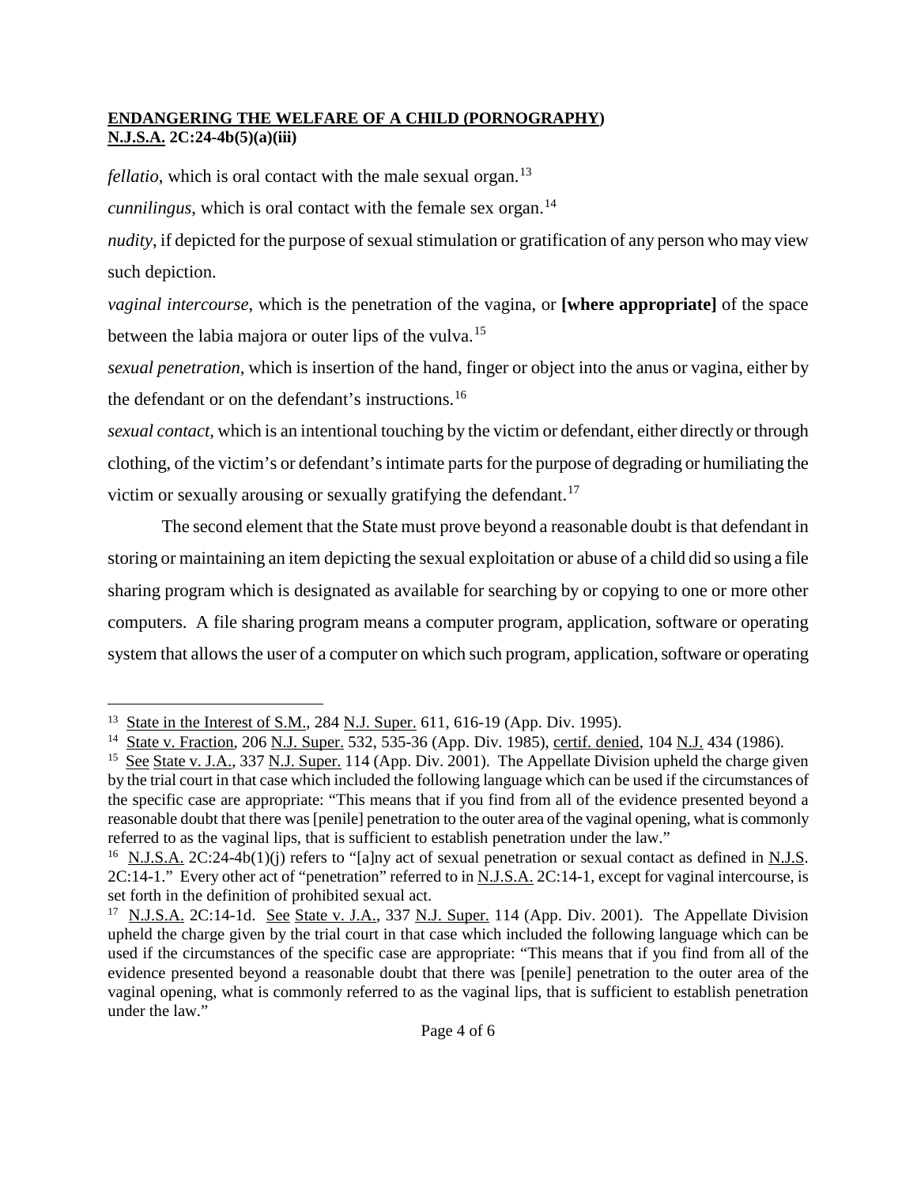*fellatio*, which is oral contact with the male sexual organ.[13]

*cunnilingus*, which is oral contact with the female sex organ.[14]

*nudity*, if depicted for the purpose of sexual stimulation or gratification of any person who may view such depiction.

*vaginal intercourse,* which is the penetration of the vagina, or **[where appropriate]** of the space between the labia majora or outer lips of the vulva.[15]

*sexual penetration*, which is insertion of the hand, finger or object into the anus or vagina, either by the defendant or on the defendant's instructions.[16]

*sexual contact*, which is an intentional touching by the victim or defendant, either directly or through clothing, of the victim's or defendant's intimate parts for the purpose of degrading or humiliating the victim or sexually arousing or sexually gratifying the defendant.[17]

The second element that the State must prove beyond a reasonable doubt is that defendant in storing or maintaining an item depicting the sexual exploitation or abuse of a child did so using a file sharing program which is designated as available for searching by or copying to one or more other computers. A file sharing program means a computer program, application, software or operating system that allows the user of a computer on which such program, application, software or operating

---

[13] State in the Interest of S.M., 284 N.J. Super. 611, 616-19 (App. Div. 1995).

[14] State v. Fraction, 206 N.J. Super. 532, 535-36 (App. Div. 1985), certif. denied, 104 N.J. 434 (1986).

[15] See State v. J.A., 337 N.J. Super. 114 (App. Div. 2001). The Appellate Division upheld the charge given by the trial court in that case which included the following language which can be used if the circumstances of the specific case are appropriate: "This means that if you find from all of the evidence presented beyond a reasonable doubt that there was [penile] penetration to the outer area of the vaginal opening, what is commonly referred to as the vaginal lips, that is sufficient to establish penetration under the law."

[16] N.J.S.A. 2C:24-4b(1)(j) refers to "[a]ny act of sexual penetration or sexual contact as defined in N.J.S. 2C:14-1." Every other act of "penetration" referred to in N.J.S.A. 2C:14-1, except for vaginal intercourse, is set forth in the definition of prohibited sexual act.

[17] N.J.S.A. 2C:14-1d. See State v. J.A., 337 N.J. Super. 114 (App. Div. 2001). The Appellate Division upheld the charge given by the trial court in that case which included the following language which can be used if the circumstances of the specific case are appropriate: "This means that if you find from all of the evidence presented beyond a reasonable doubt that there was [penile] penetration to the outer area of the vaginal opening, what is commonly referred to as the vaginal lips, that is sufficient to establish penetration under the law."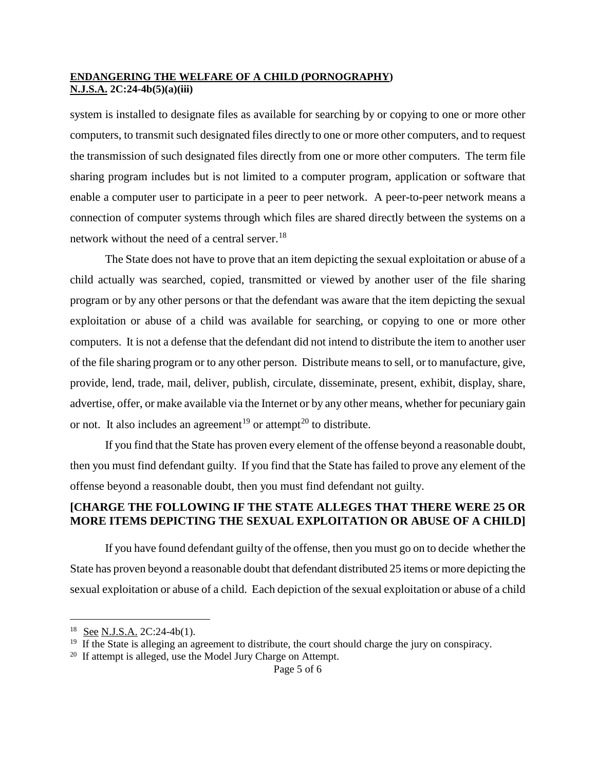system is installed to designate files as available for searching by or copying to one or more other computers, to transmit such designated files directly to one or more other computers, and to request the transmission of such designated files directly from one or more other computers. The term file sharing program includes but is not limited to a computer program, application or software that enable a computer user to participate in a peer to peer network. A peer-to-peer network means a connection of computer systems through which files are shared directly between the systems on a network without the need of a central server.[18]

The State does not have to prove that an item depicting the sexual exploitation or abuse of a child actually was searched, copied, transmitted or viewed by another user of the file sharing program or by any other persons or that the defendant was aware that the item depicting the sexual exploitation or abuse of a child was available for searching, or copying to one or more other computers. It is not a defense that the defendant did not intend to distribute the item to another user of the file sharing program or to any other person. Distribute means to sell, or to manufacture, give, provide, lend, trade, mail, deliver, publish, circulate, disseminate, present, exhibit, display, share, advertise, offer, or make available via the Internet or by any other means, whether for pecuniary gain or not. It also includes an agreement[19] or attempt[20] to distribute.

If you find that the State has proven every element of the offense beyond a reasonable doubt, then you must find defendant guilty. If you find that the State has failed to prove any element of the offense beyond a reasonable doubt, then you must find defendant not guilty.

**[CHARGE THE FOLLOWING IF THE STATE ALLEGES THAT THERE WERE 25 OR MORE ITEMS DEPICTING THE SEXUAL EXPLOITATION OR ABUSE OF A CHILD]**

If you have found defendant guilty of the offense, then you must go on to decide whether the State has proven beyond a reasonable doubt that defendant distributed 25 items or more depicting the sexual exploitation or abuse of a child. Each depiction of the sexual exploitation or abuse of a child

---

[18] See N.J.S.A. 2C:24-4b(1).

[19] If the State is alleging an agreement to distribute, the court should charge the jury on conspiracy.

[20] If attempt is alleged, use the Model Jury Charge on Attempt.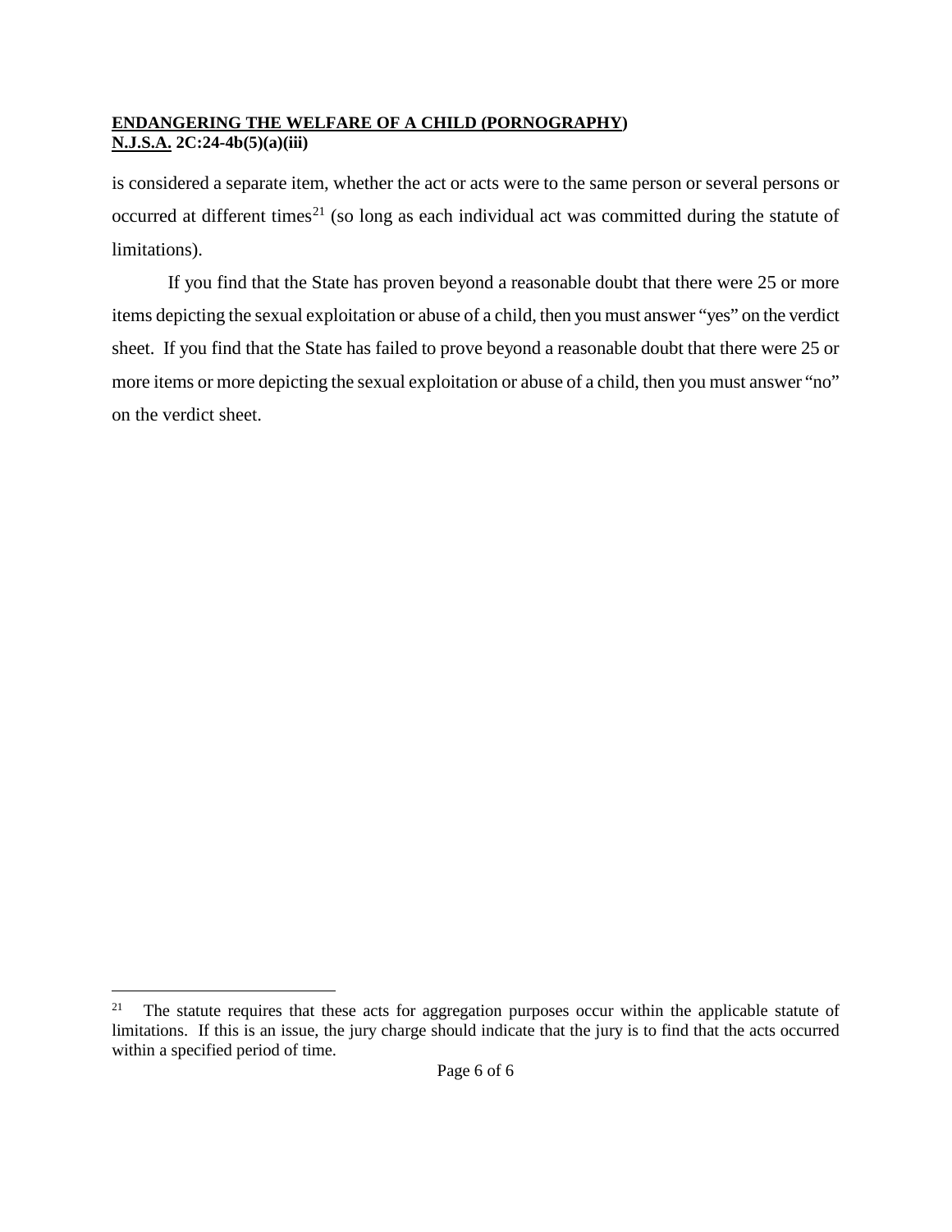is considered a separate item, whether the act or acts were to the same person or several persons or occurred at different times[21] (so long as each individual act was committed during the statute of limitations).

If you find that the State has proven beyond a reasonable doubt that there were 25 or more items depicting the sexual exploitation or abuse of a child, then you must answer "yes" on the verdict sheet. If you find that the State has failed to prove beyond a reasonable doubt that there were 25 or more items or more depicting the sexual exploitation or abuse of a child, then you must answer "no" on the verdict sheet.

---

[21] The statute requires that these acts for aggregation purposes occur within the applicable statute of limitations. If this is an issue, the jury charge should indicate that the jury is to find that the acts occurred within a specified period of time.